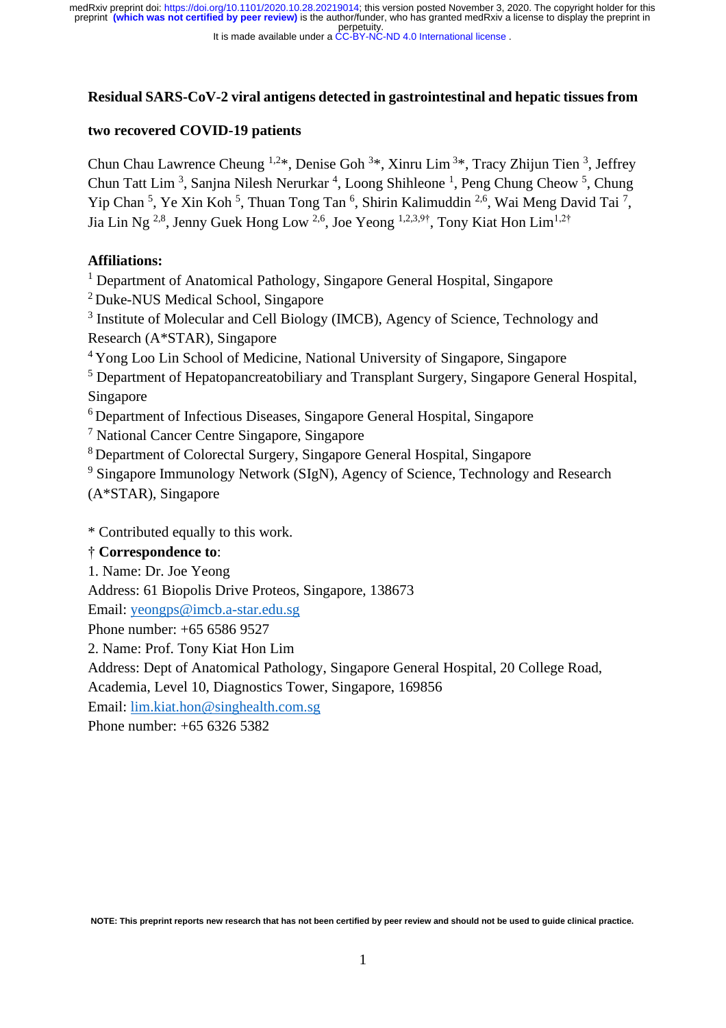**Residual SARS-CoV-2 viral antigens detected in gastrointestinal and hepatic tissues from two recovered COVID-19 patients**

Chun Chau Lawrence Cheung [1,2]*, Denise Goh [3]*, Xinru Lim [3]*, Tracy Zhijun Tien [3], Jeffrey Chun Tatt Lim [3], Sanjna Nilesh Nerurkar [4], Loong Shihleone [1], Peng Chung Cheow [5], Chung Yip Chan [5], Ye Xin Koh [5], Thuan Tong Tan [6], Shirin Kalimuddin [2,6], Wai Meng David Tai [7], Jia Lin Ng [2,8], Jenny Guek Hong Low [2,6], Joe Yeong [1,2,3,9]†, Tony Kiat Hon Lim[1,2]†

**Affiliations:**

[1] Department of Anatomical Pathology, Singapore General Hospital, Singapore
[2] Duke-NUS Medical School, Singapore
[3] Institute of Molecular and Cell Biology (IMCB), Agency of Science, Technology and Research (A*STAR), Singapore
[4] Yong Loo Lin School of Medicine, National University of Singapore, Singapore
[5] Department of Hepatopancreatobiliary and Transplant Surgery, Singapore General Hospital, Singapore
[6] Department of Infectious Diseases, Singapore General Hospital, Singapore
[7] National Cancer Centre Singapore, Singapore
[8] Department of Colorectal Surgery, Singapore General Hospital, Singapore
[9] Singapore Immunology Network (SIgN), Agency of Science, Technology and Research (A*STAR), Singapore

\* Contributed equally to this work.

† **Correspondence to**:

1. Name: Dr. Joe Yeong
Address: 61 Biopolis Drive Proteos, Singapore, 138673
Email: yeongps@imcb.a-star.edu.sg
Phone number: +65 6586 9527

2. Name: Prof. Tony Kiat Hon Lim
Address: Dept of Anatomical Pathology, Singapore General Hospital, 20 College Road, Academia, Level 10, Diagnostics Tower, Singapore, 169856
Email: lim.kiat.hon@singhealth.com.sg
Phone number: +65 6326 5382

NOTE: This preprint reports new research that has not been certified by peer review and should not be used to guide clinical practice.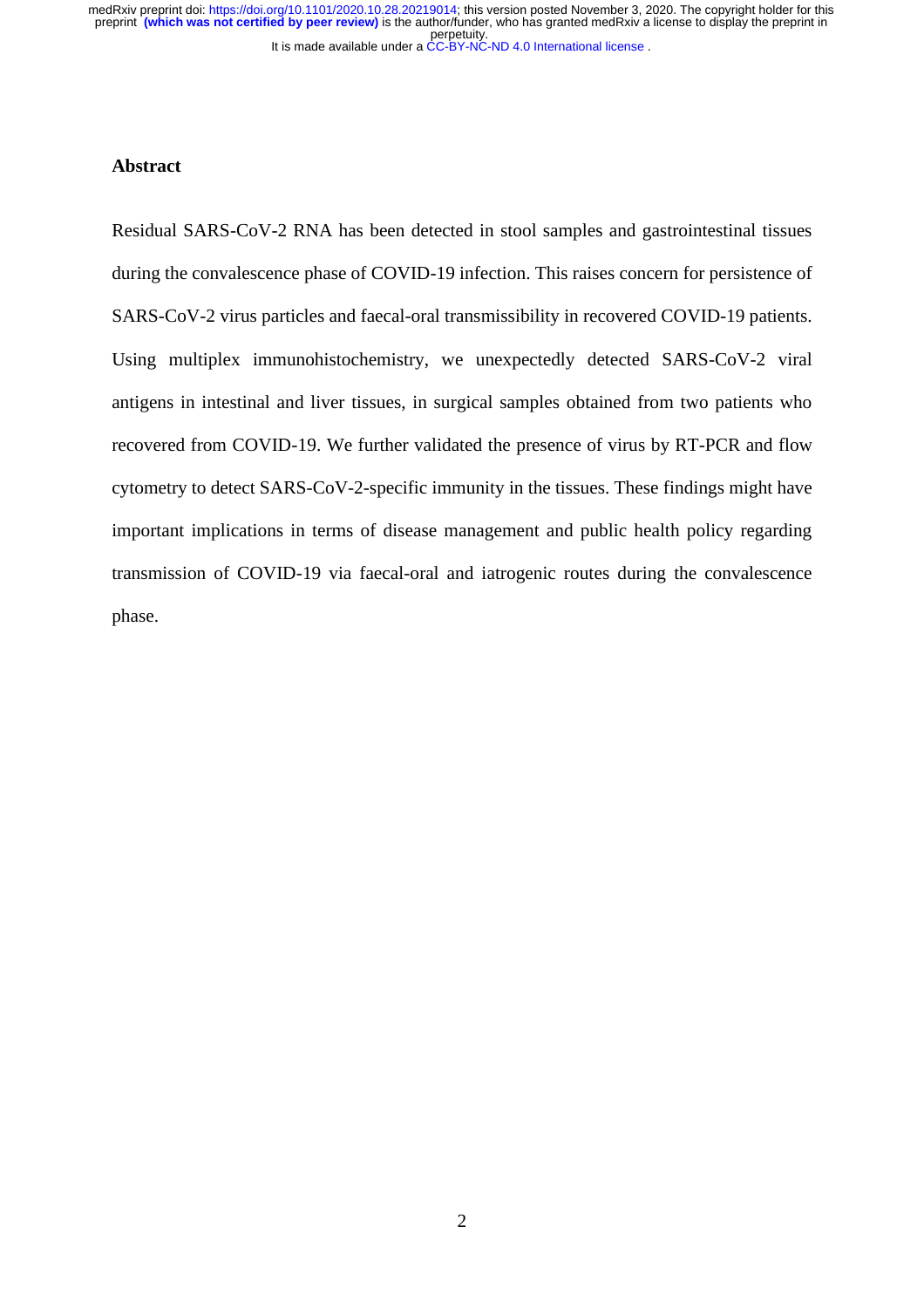## Abstract

Residual SARS-CoV-2 RNA has been detected in stool samples and gastrointestinal tissues during the convalescence phase of COVID-19 infection. This raises concern for persistence of SARS-CoV-2 virus particles and faecal-oral transmissibility in recovered COVID-19 patients. Using multiplex immunohistochemistry, we unexpectedly detected SARS-CoV-2 viral antigens in intestinal and liver tissues, in surgical samples obtained from two patients who recovered from COVID-19. We further validated the presence of virus by RT-PCR and flow cytometry to detect SARS-CoV-2-specific immunity in the tissues. These findings might have important implications in terms of disease management and public health policy regarding transmission of COVID-19 via faecal-oral and iatrogenic routes during the convalescence phase.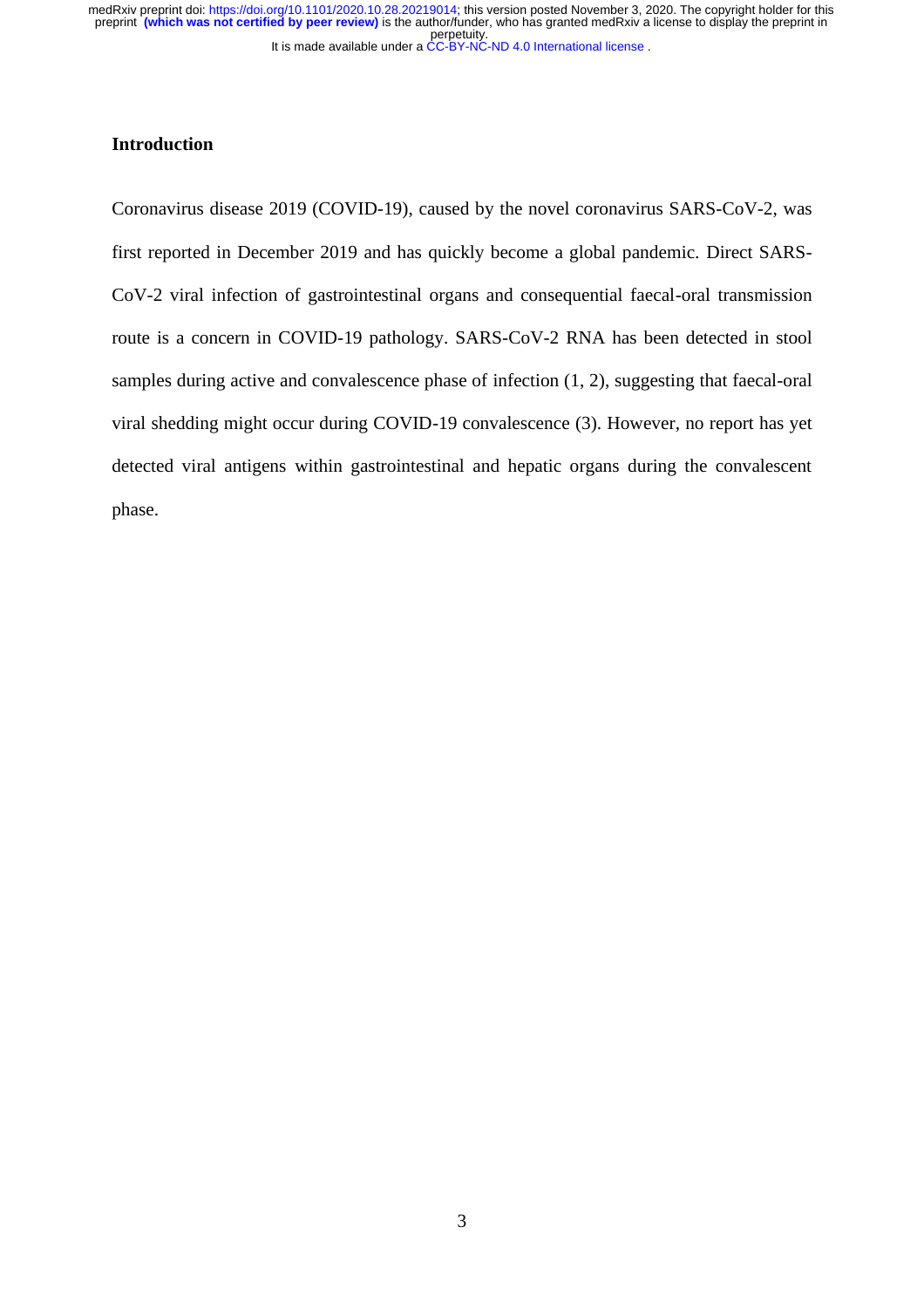## Introduction

Coronavirus disease 2019 (COVID-19), caused by the novel coronavirus SARS-CoV-2, was first reported in December 2019 and has quickly become a global pandemic. Direct SARS-CoV-2 viral infection of gastrointestinal organs and consequential faecal-oral transmission route is a concern in COVID-19 pathology. SARS-CoV-2 RNA has been detected in stool samples during active and convalescence phase of infection (1, 2), suggesting that faecal-oral viral shedding might occur during COVID-19 convalescence (3). However, no report has yet detected viral antigens within gastrointestinal and hepatic organs during the convalescent phase.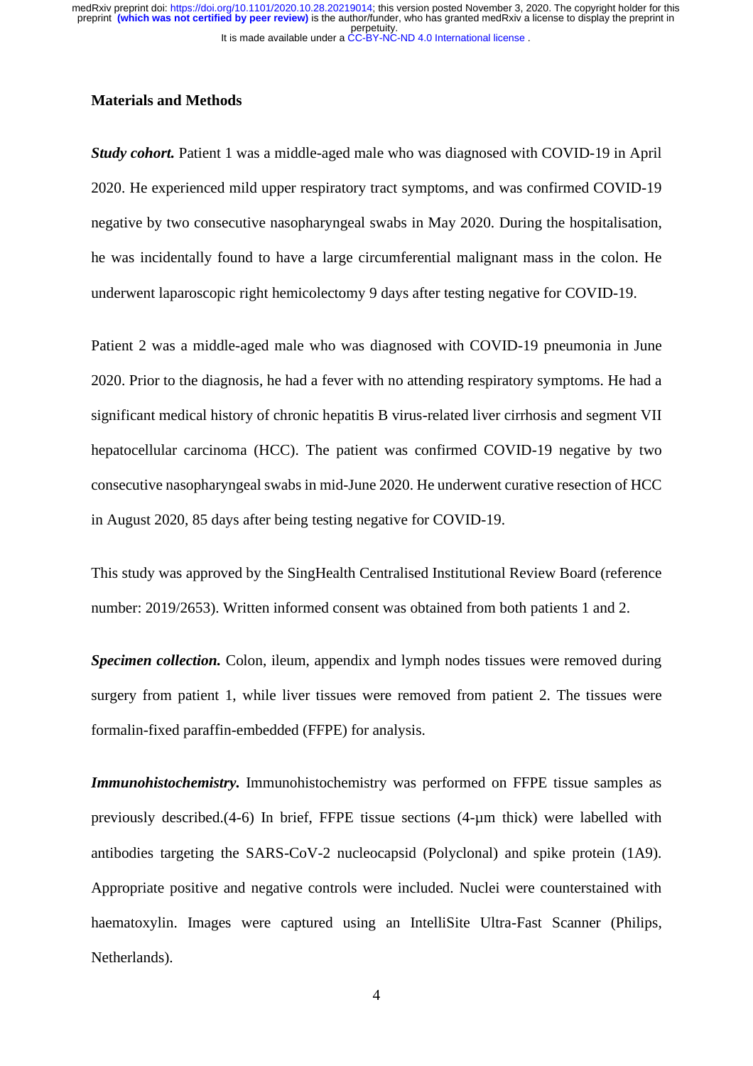## Materials and Methods

***Study cohort.*** Patient 1 was a middle-aged male who was diagnosed with COVID-19 in April 2020. He experienced mild upper respiratory tract symptoms, and was confirmed COVID-19 negative by two consecutive nasopharyngeal swabs in May 2020. During the hospitalisation, he was incidentally found to have a large circumferential malignant mass in the colon. He underwent laparoscopic right hemicolectomy 9 days after testing negative for COVID-19.

Patient 2 was a middle-aged male who was diagnosed with COVID-19 pneumonia in June 2020. Prior to the diagnosis, he had a fever with no attending respiratory symptoms. He had a significant medical history of chronic hepatitis B virus-related liver cirrhosis and segment VII hepatocellular carcinoma (HCC). The patient was confirmed COVID-19 negative by two consecutive nasopharyngeal swabs in mid-June 2020. He underwent curative resection of HCC in August 2020, 85 days after being testing negative for COVID-19.

This study was approved by the SingHealth Centralised Institutional Review Board (reference number: 2019/2653). Written informed consent was obtained from both patients 1 and 2.

***Specimen collection.*** Colon, ileum, appendix and lymph nodes tissues were removed during surgery from patient 1, while liver tissues were removed from patient 2. The tissues were formalin-fixed paraffin-embedded (FFPE) for analysis.

***Immunohistochemistry.*** Immunohistochemistry was performed on FFPE tissue samples as previously described.(4-6) In brief, FFPE tissue sections (4-µm thick) were labelled with antibodies targeting the SARS-CoV-2 nucleocapsid (Polyclonal) and spike protein (1A9). Appropriate positive and negative controls were included. Nuclei were counterstained with haematoxylin. Images were captured using an IntelliSite Ultra-Fast Scanner (Philips, Netherlands).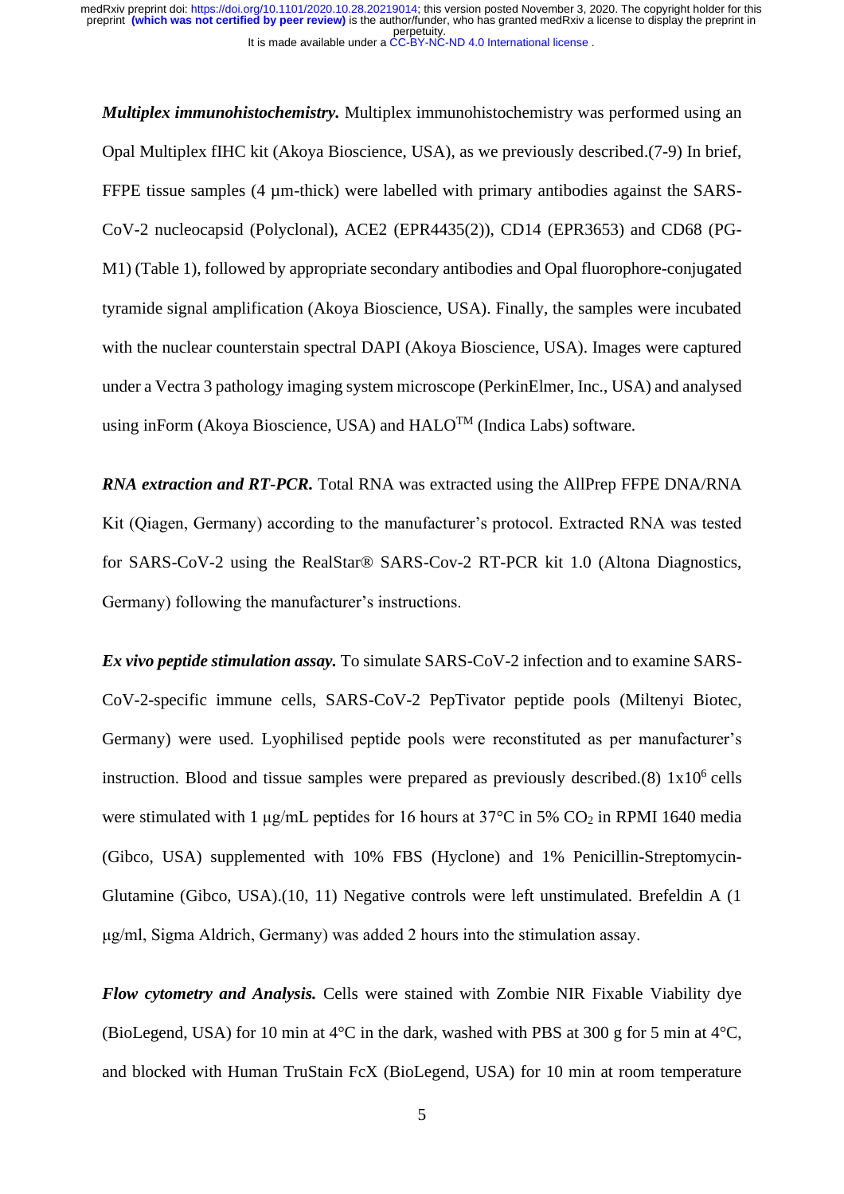***Multiplex immunohistochemistry.*** Multiplex immunohistochemistry was performed using an Opal Multiplex fIHC kit (Akoya Bioscience, USA), as we previously described.(7-9) In brief, FFPE tissue samples (4 µm-thick) were labelled with primary antibodies against the SARS-CoV-2 nucleocapsid (Polyclonal), ACE2 (EPR4435(2)), CD14 (EPR3653) and CD68 (PG-M1) (Table 1), followed by appropriate secondary antibodies and Opal fluorophore-conjugated tyramide signal amplification (Akoya Bioscience, USA). Finally, the samples were incubated with the nuclear counterstain spectral DAPI (Akoya Bioscience, USA). Images were captured under a Vectra 3 pathology imaging system microscope (PerkinElmer, Inc., USA) and analysed using inForm (Akoya Bioscience, USA) and HALO™ (Indica Labs) software.

***RNA extraction and RT-PCR.*** Total RNA was extracted using the AllPrep FFPE DNA/RNA Kit (Qiagen, Germany) according to the manufacturer's protocol. Extracted RNA was tested for SARS-CoV-2 using the RealStar® SARS-Cov-2 RT-PCR kit 1.0 (Altona Diagnostics, Germany) following the manufacturer's instructions.

***Ex vivo peptide stimulation assay.*** To simulate SARS-CoV-2 infection and to examine SARS-CoV-2-specific immune cells, SARS-CoV-2 PepTivator peptide pools (Miltenyi Biotec, Germany) were used. Lyophilised peptide pools were reconstituted as per manufacturer's instruction. Blood and tissue samples were prepared as previously described.(8) $1 \times 10^6$ cells were stimulated with 1 µg/mL peptides for 16 hours at 37°C in 5% $CO_2$ in RPMI 1640 media (Gibco, USA) supplemented with 10% FBS (Hyclone) and 1% Penicillin-Streptomycin-Glutamine (Gibco, USA).(10, 11) Negative controls were left unstimulated. Brefeldin A (1 µg/ml, Sigma Aldrich, Germany) was added 2 hours into the stimulation assay.

***Flow cytometry and Analysis.*** Cells were stained with Zombie NIR Fixable Viability dye (BioLegend, USA) for 10 min at 4°C in the dark, washed with PBS at 300 g for 5 min at 4°C, and blocked with Human TruStain FcX (BioLegend, USA) for 10 min at room temperature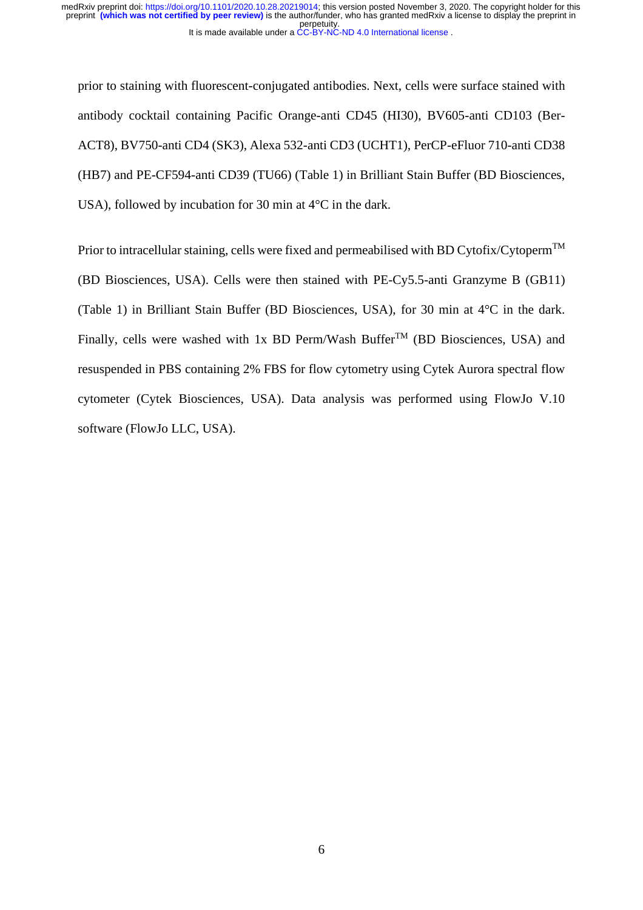prior to staining with fluorescent-conjugated antibodies. Next, cells were surface stained with antibody cocktail containing Pacific Orange-anti CD45 (HI30), BV605-anti CD103 (Ber-ACT8), BV750-anti CD4 (SK3), Alexa 532-anti CD3 (UCHT1), PerCP-eFluor 710-anti CD38 (HB7) and PE-CF594-anti CD39 (TU66) (Table 1) in Brilliant Stain Buffer (BD Biosciences, USA), followed by incubation for 30 min at 4°C in the dark.

Prior to intracellular staining, cells were fixed and permeabilised with BD Cytofix/Cytoperm™ (BD Biosciences, USA). Cells were then stained with PE-Cy5.5-anti Granzyme B (GB11) (Table 1) in Brilliant Stain Buffer (BD Biosciences, USA), for 30 min at 4°C in the dark. Finally, cells were washed with 1x BD Perm/Wash Buffer™ (BD Biosciences, USA) and resuspended in PBS containing 2% FBS for flow cytometry using Cytek Aurora spectral flow cytometer (Cytek Biosciences, USA). Data analysis was performed using FlowJo V.10 software (FlowJo LLC, USA).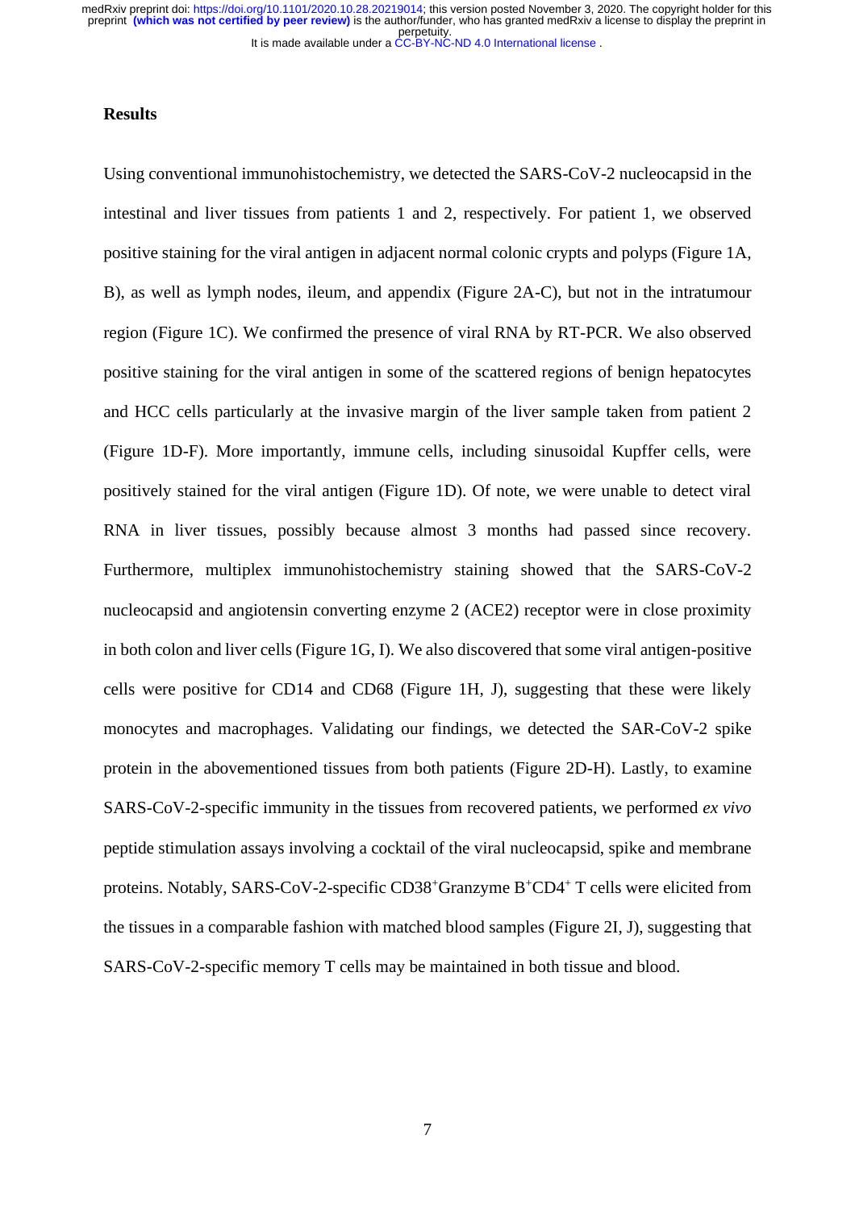## Results

Using conventional immunohistochemistry, we detected the SARS-CoV-2 nucleocapsid in the intestinal and liver tissues from patients 1 and 2, respectively. For patient 1, we observed positive staining for the viral antigen in adjacent normal colonic crypts and polyps (Figure 1A, B), as well as lymph nodes, ileum, and appendix (Figure 2A-C), but not in the intratumour region (Figure 1C). We confirmed the presence of viral RNA by RT-PCR. We also observed positive staining for the viral antigen in some of the scattered regions of benign hepatocytes and HCC cells particularly at the invasive margin of the liver sample taken from patient 2 (Figure 1D-F). More importantly, immune cells, including sinusoidal Kupffer cells, were positively stained for the viral antigen (Figure 1D). Of note, we were unable to detect viral RNA in liver tissues, possibly because almost 3 months had passed since recovery. Furthermore, multiplex immunohistochemistry staining showed that the SARS-CoV-2 nucleocapsid and angiotensin converting enzyme 2 (ACE2) receptor were in close proximity in both colon and liver cells (Figure 1G, I). We also discovered that some viral antigen-positive cells were positive for CD14 and CD68 (Figure 1H, J), suggesting that these were likely monocytes and macrophages. Validating our findings, we detected the SAR-CoV-2 spike protein in the abovementioned tissues from both patients (Figure 2D-H). Lastly, to examine SARS-CoV-2-specific immunity in the tissues from recovered patients, we performed *ex vivo* peptide stimulation assays involving a cocktail of the viral nucleocapsid, spike and membrane proteins. Notably, SARS-CoV-2-specific $CD38^{+}$Granzyme $B^{+}CD4^{+}$ T cells were elicited from the tissues in a comparable fashion with matched blood samples (Figure 2I, J), suggesting that SARS-CoV-2-specific memory T cells may be maintained in both tissue and blood.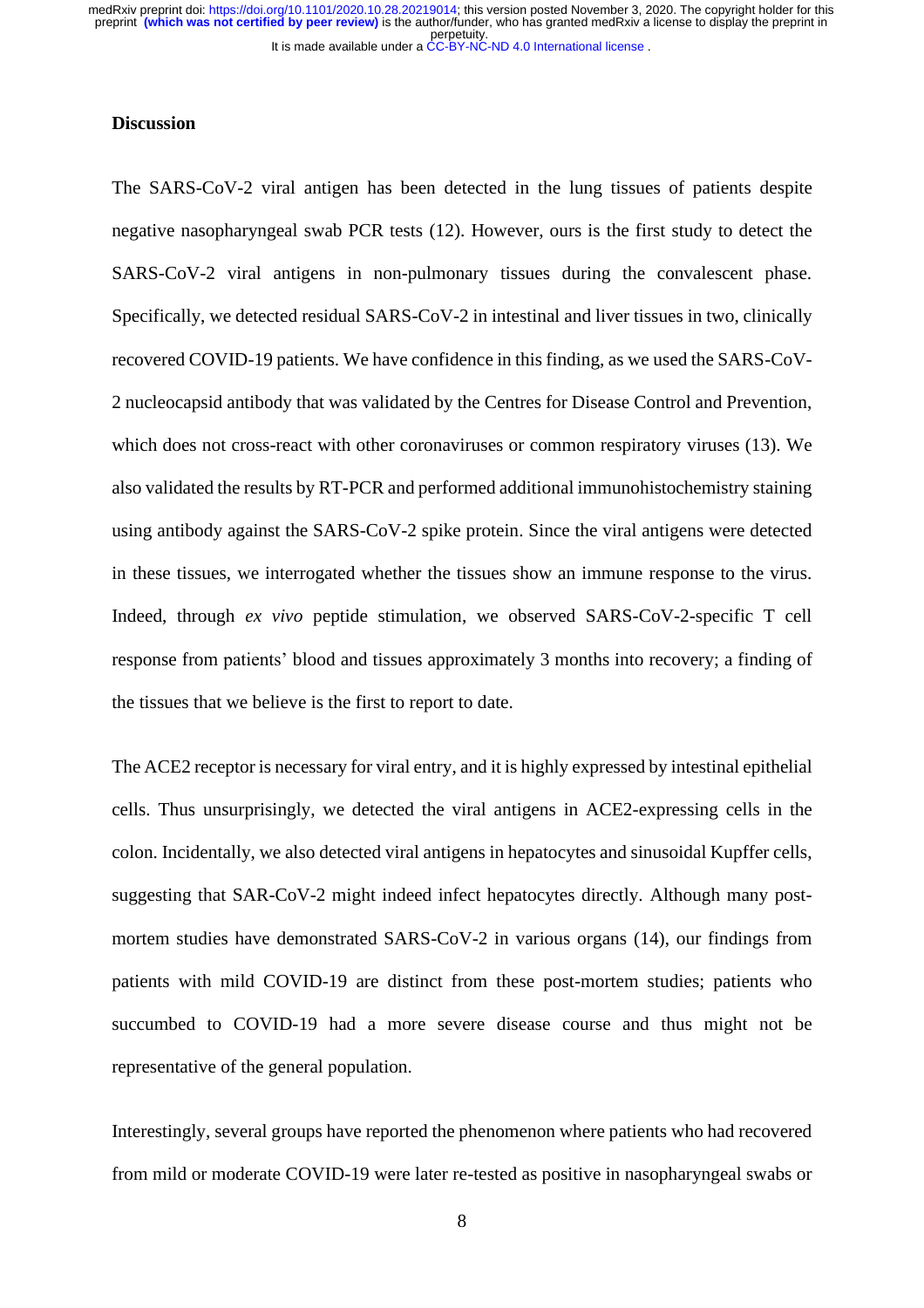## Discussion

The SARS-CoV-2 viral antigen has been detected in the lung tissues of patients despite negative nasopharyngeal swab PCR tests (12). However, ours is the first study to detect the SARS-CoV-2 viral antigens in non-pulmonary tissues during the convalescent phase. Specifically, we detected residual SARS-CoV-2 in intestinal and liver tissues in two, clinically recovered COVID-19 patients. We have confidence in this finding, as we used the SARS-CoV-2 nucleocapsid antibody that was validated by the Centres for Disease Control and Prevention, which does not cross-react with other coronaviruses or common respiratory viruses (13). We also validated the results by RT-PCR and performed additional immunohistochemistry staining using antibody against the SARS-CoV-2 spike protein. Since the viral antigens were detected in these tissues, we interrogated whether the tissues show an immune response to the virus. Indeed, through *ex vivo* peptide stimulation, we observed SARS-CoV-2-specific T cell response from patients' blood and tissues approximately 3 months into recovery; a finding of the tissues that we believe is the first to report to date.

The ACE2 receptor is necessary for viral entry, and it is highly expressed by intestinal epithelial cells. Thus unsurprisingly, we detected the viral antigens in ACE2-expressing cells in the colon. Incidentally, we also detected viral antigens in hepatocytes and sinusoidal Kupffer cells, suggesting that SAR-CoV-2 might indeed infect hepatocytes directly. Although many post-mortem studies have demonstrated SARS-CoV-2 in various organs (14), our findings from patients with mild COVID-19 are distinct from these post-mortem studies; patients who succumbed to COVID-19 had a more severe disease course and thus might not be representative of the general population.

Interestingly, several groups have reported the phenomenon where patients who had recovered from mild or moderate COVID-19 were later re-tested as positive in nasopharyngeal swabs or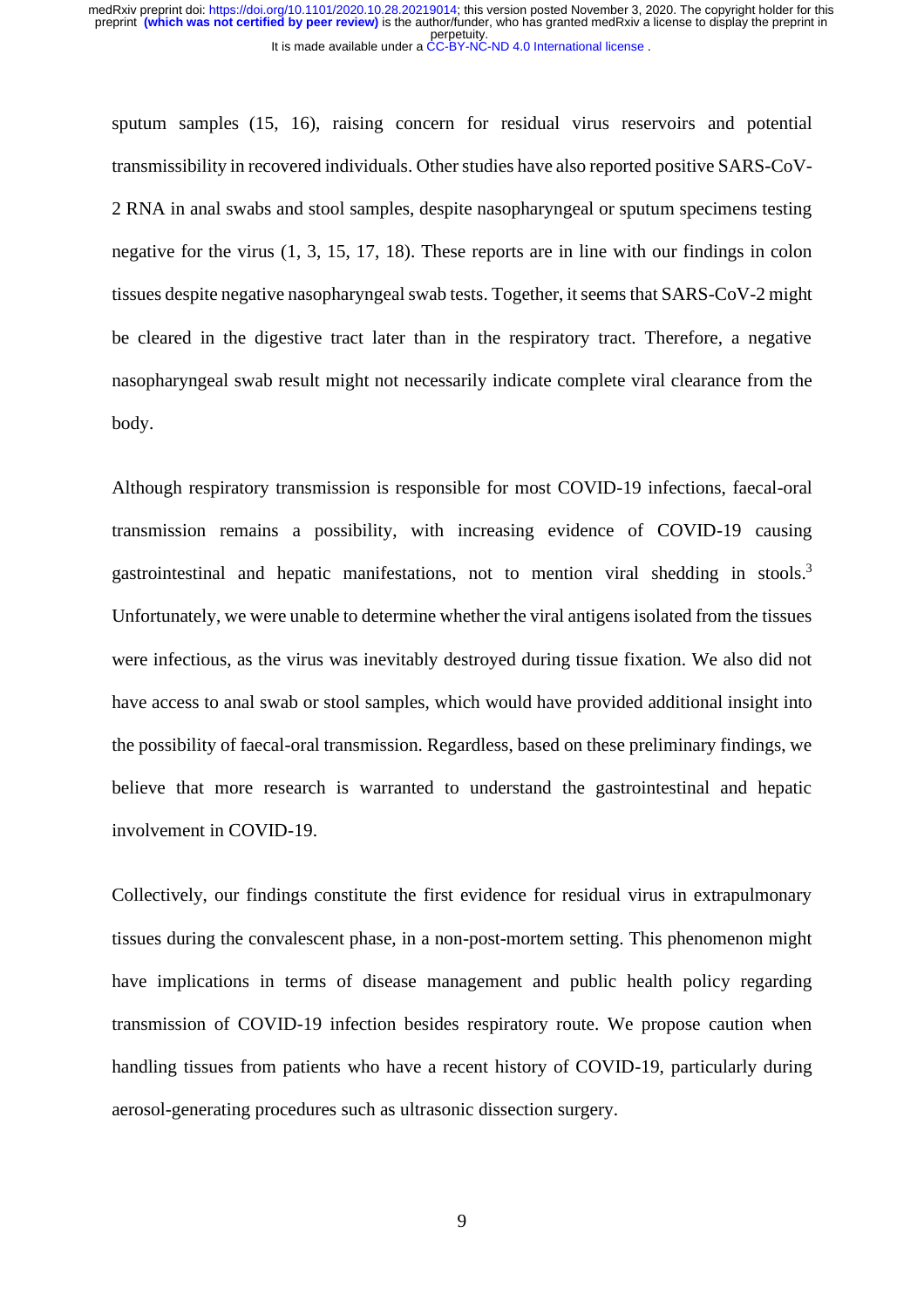sputum samples (15, 16), raising concern for residual virus reservoirs and potential transmissibility in recovered individuals. Other studies have also reported positive SARS-CoV-2 RNA in anal swabs and stool samples, despite nasopharyngeal or sputum specimens testing negative for the virus (1, 3, 15, 17, 18). These reports are in line with our findings in colon tissues despite negative nasopharyngeal swab tests. Together, it seems that SARS-CoV-2 might be cleared in the digestive tract later than in the respiratory tract. Therefore, a negative nasopharyngeal swab result might not necessarily indicate complete viral clearance from the body.

Although respiratory transmission is responsible for most COVID-19 infections, faecal-oral transmission remains a possibility, with increasing evidence of COVID-19 causing gastrointestinal and hepatic manifestations, not to mention viral shedding in stools.[3] Unfortunately, we were unable to determine whether the viral antigens isolated from the tissues were infectious, as the virus was inevitably destroyed during tissue fixation. We also did not have access to anal swab or stool samples, which would have provided additional insight into the possibility of faecal-oral transmission. Regardless, based on these preliminary findings, we believe that more research is warranted to understand the gastrointestinal and hepatic involvement in COVID-19.

Collectively, our findings constitute the first evidence for residual virus in extrapulmonary tissues during the convalescent phase, in a non-post-mortem setting. This phenomenon might have implications in terms of disease management and public health policy regarding transmission of COVID-19 infection besides respiratory route. We propose caution when handling tissues from patients who have a recent history of COVID-19, particularly during aerosol-generating procedures such as ultrasonic dissection surgery.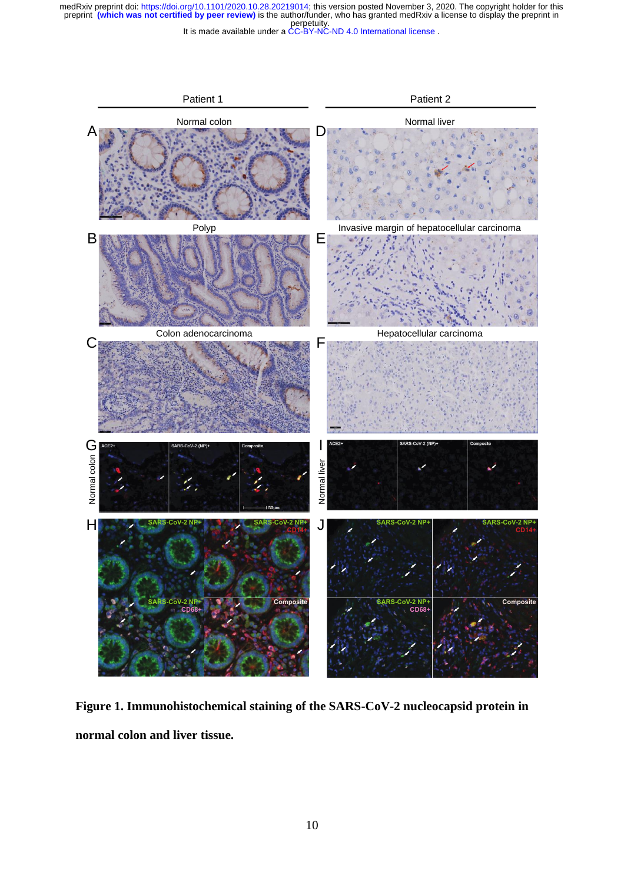**Figure 1. Immunohistochemical staining of the SARS-CoV-2 nucleocapsid protein in normal colon and liver tissue.**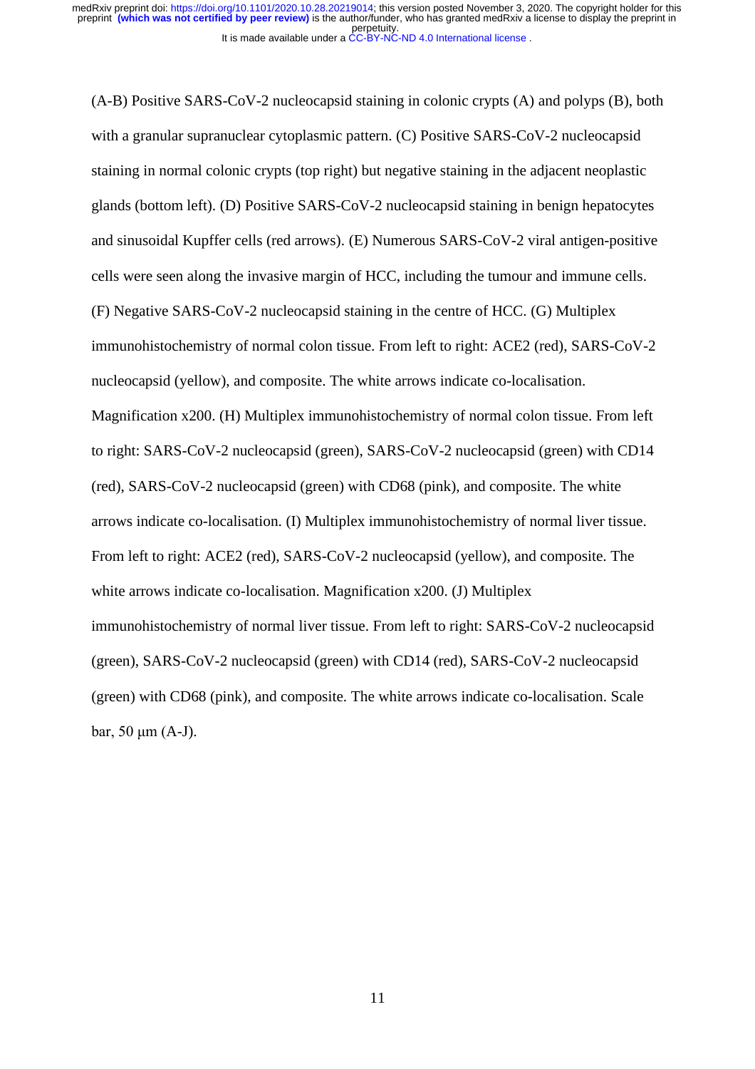(A-B) Positive SARS-CoV-2 nucleocapsid staining in colonic crypts (A) and polyps (B), both with a granular supranuclear cytoplasmic pattern. (C) Positive SARS-CoV-2 nucleocapsid staining in normal colonic crypts (top right) but negative staining in the adjacent neoplastic glands (bottom left). (D) Positive SARS-CoV-2 nucleocapsid staining in benign hepatocytes and sinusoidal Kupffer cells (red arrows). (E) Numerous SARS-CoV-2 viral antigen-positive cells were seen along the invasive margin of HCC, including the tumour and immune cells. (F) Negative SARS-CoV-2 nucleocapsid staining in the centre of HCC. (G) Multiplex immunohistochemistry of normal colon tissue. From left to right: ACE2 (red), SARS-CoV-2 nucleocapsid (yellow), and composite. The white arrows indicate co-localisation. Magnification x200. (H) Multiplex immunohistochemistry of normal colon tissue. From left to right: SARS-CoV-2 nucleocapsid (green), SARS-CoV-2 nucleocapsid (green) with CD14 (red), SARS-CoV-2 nucleocapsid (green) with CD68 (pink), and composite. The white arrows indicate co-localisation. (I) Multiplex immunohistochemistry of normal liver tissue. From left to right: ACE2 (red), SARS-CoV-2 nucleocapsid (yellow), and composite. The white arrows indicate co-localisation. Magnification x200. (J) Multiplex immunohistochemistry of normal liver tissue. From left to right: SARS-CoV-2 nucleocapsid (green), SARS-CoV-2 nucleocapsid (green) with CD14 (red), SARS-CoV-2 nucleocapsid (green) with CD68 (pink), and composite. The white arrows indicate co-localisation. Scale bar, 50 μm (A-J).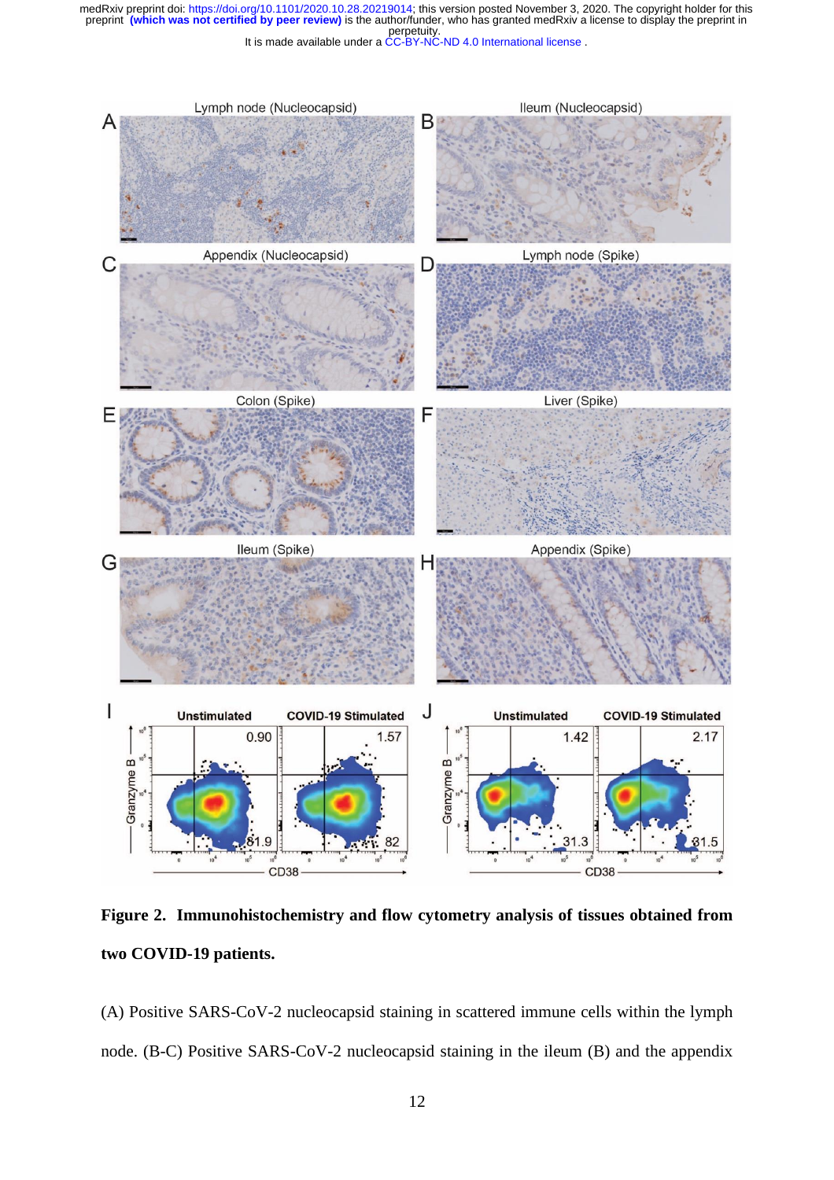**Figure 2. Immunohistochemistry and flow cytometry analysis of tissues obtained from two COVID-19 patients.**

(A) Positive SARS-CoV-2 nucleocapsid staining in scattered immune cells within the lymph node. (B-C) Positive SARS-CoV-2 nucleocapsid staining in the ileum (B) and the appendix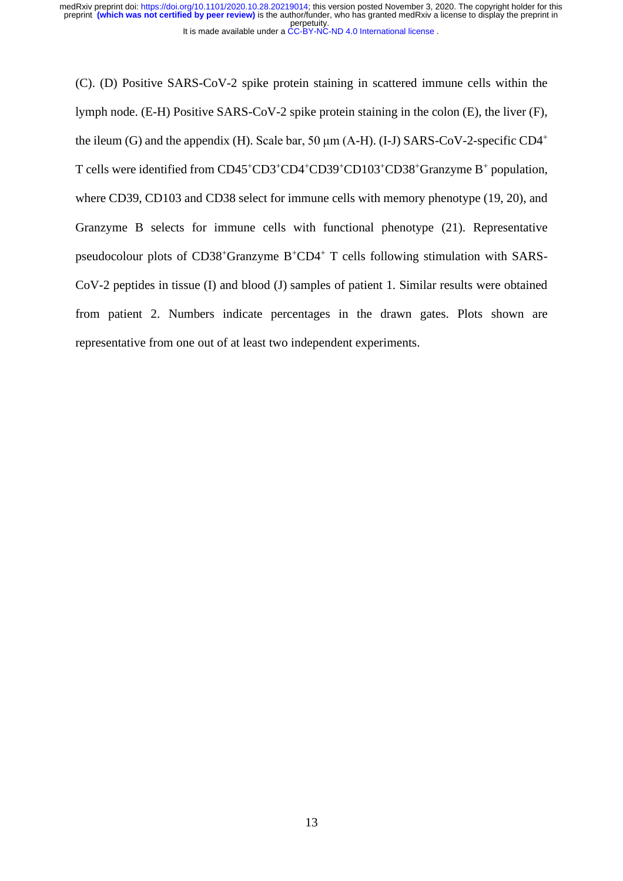(C). (D) Positive SARS-CoV-2 spike protein staining in scattered immune cells within the lymph node. (E-H) Positive SARS-CoV-2 spike protein staining in the colon (E), the liver (F), the ileum (G) and the appendix (H). Scale bar, 50 μm (A-H). (I-J) SARS-CoV-2-specific $CD4^+$ T cells were identified from $CD45^+CD3^+CD4^+CD39^+CD103^+CD38^+$Granzyme $B^+$ population, where CD39, CD103 and CD38 select for immune cells with memory phenotype (19, 20), and Granzyme B selects for immune cells with functional phenotype (21). Representative pseudocolour plots of $CD38^+$Granzyme $B^+CD4^+$ T cells following stimulation with SARS-CoV-2 peptides in tissue (I) and blood (J) samples of patient 1. Similar results were obtained from patient 2. Numbers indicate percentages in the drawn gates. Plots shown are representative from one out of at least two independent experiments.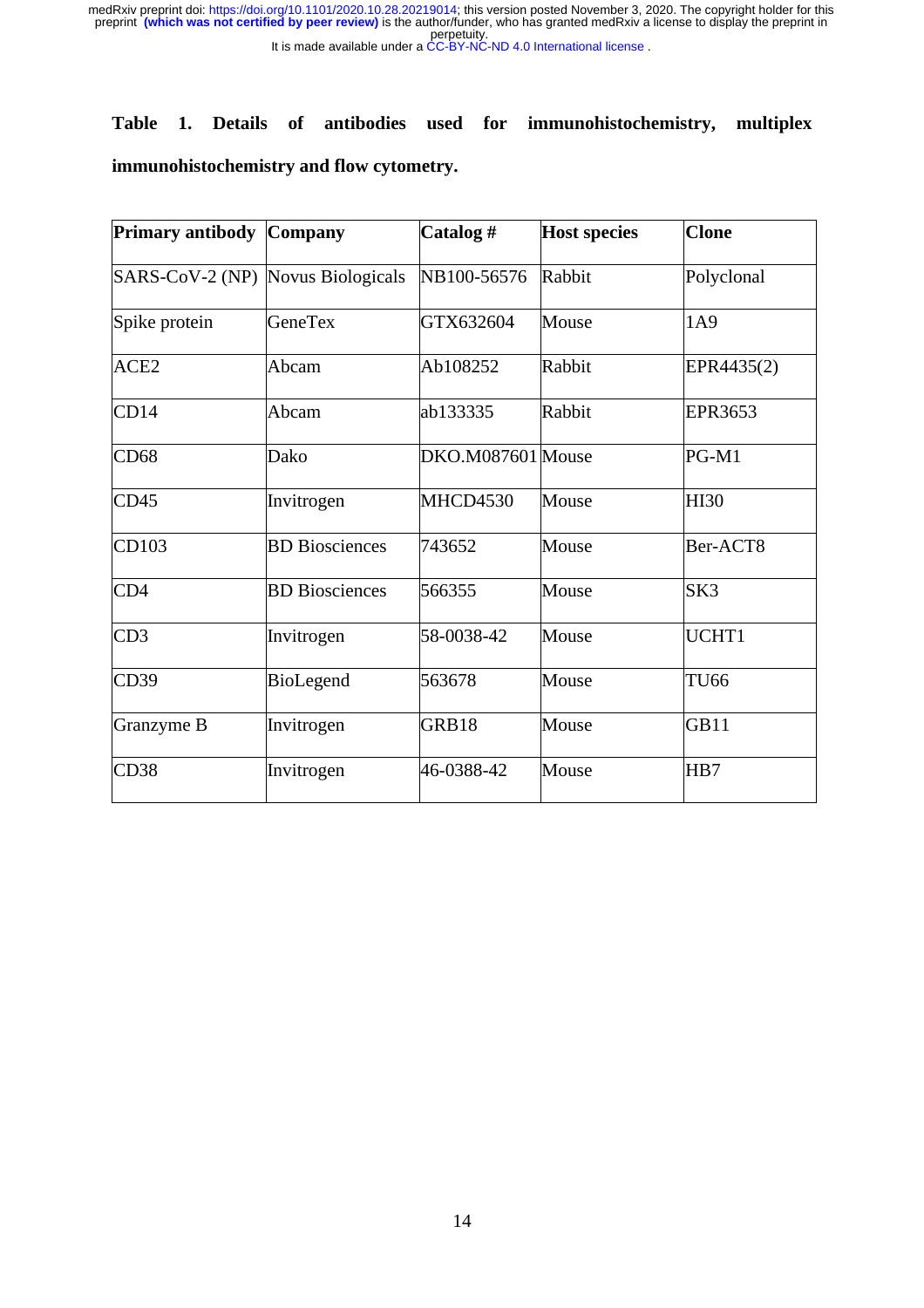**Table 1. Details of antibodies used for immunohistochemistry, multiplex immunohistochemistry and flow cytometry.**

| Primary antibody | Company | Catalog # | Host species | Clone |
|---|---|---|---|---|
| SARS-CoV-2 (NP) | Novus Biologicals | NB100-56576 | Rabbit | Polyclonal |
| Spike protein | GeneTex | GTX632604 | Mouse | 1A9 |
| ACE2 | Abcam | Ab108252 | Rabbit | EPR4435(2) |
| CD14 | Abcam | ab133335 | Rabbit | EPR3653 |
| CD68 | Dako | DKO.M087601 | Mouse | PG-M1 |
| CD45 | Invitrogen | MHCD4530 | Mouse | HI30 |
| CD103 | BD Biosciences | 743652 | Mouse | Ber-ACT8 |
| CD4 | BD Biosciences | 566355 | Mouse | SK3 |
| CD3 | Invitrogen | 58-0038-42 | Mouse | UCHT1 |
| CD39 | BioLegend | 563678 | Mouse | TU66 |
| Granzyme B | Invitrogen | GRB18 | Mouse | GB11 |
| CD38 | Invitrogen | 46-0388-42 | Mouse | HB7 |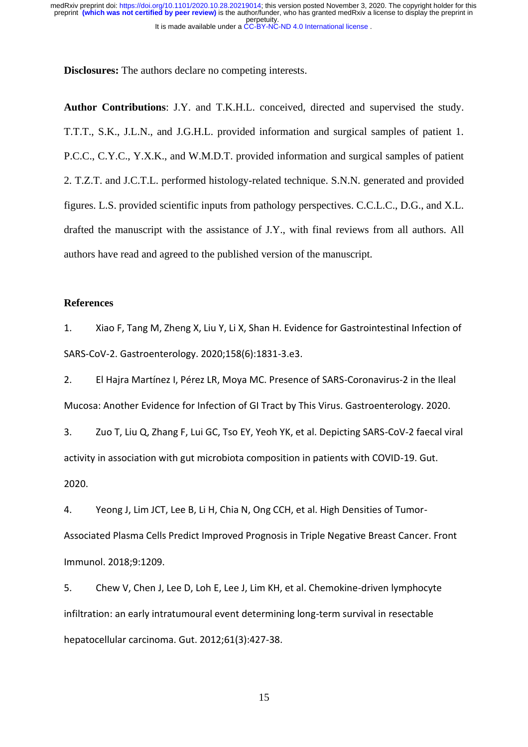**Disclosures:** The authors declare no competing interests.

**Author Contributions**: J.Y. and T.K.H.L. conceived, directed and supervised the study. T.T.T., S.K., J.L.N., and J.G.H.L. provided information and surgical samples of patient 1. P.C.C., C.Y.C., Y.X.K., and W.M.D.T. provided information and surgical samples of patient 2. T.Z.T. and J.C.T.L. performed histology-related technique. S.N.N. generated and provided figures. L.S. provided scientific inputs from pathology perspectives. C.C.L.C., D.G., and X.L. drafted the manuscript with the assistance of J.Y., with final reviews from all authors. All authors have read and agreed to the published version of the manuscript.

## References

1. Xiao F, Tang M, Zheng X, Liu Y, Li X, Shan H. Evidence for Gastrointestinal Infection of SARS-CoV-2. Gastroenterology. 2020;158(6):1831-3.e3.

2. El Hajra Martínez I, Pérez LR, Moya MC. Presence of SARS-Coronavirus-2 in the Ileal Mucosa: Another Evidence for Infection of GI Tract by This Virus. Gastroenterology. 2020.

3. Zuo T, Liu Q, Zhang F, Lui GC, Tso EY, Yeoh YK, et al. Depicting SARS-CoV-2 faecal viral activity in association with gut microbiota composition in patients with COVID-19. Gut. 2020.

4. Yeong J, Lim JCT, Lee B, Li H, Chia N, Ong CCH, et al. High Densities of Tumor-Associated Plasma Cells Predict Improved Prognosis in Triple Negative Breast Cancer. Front Immunol. 2018;9:1209.

5. Chew V, Chen J, Lee D, Loh E, Lee J, Lim KH, et al. Chemokine-driven lymphocyte infiltration: an early intratumoural event determining long-term survival in resectable hepatocellular carcinoma. Gut. 2012;61(3):427-38.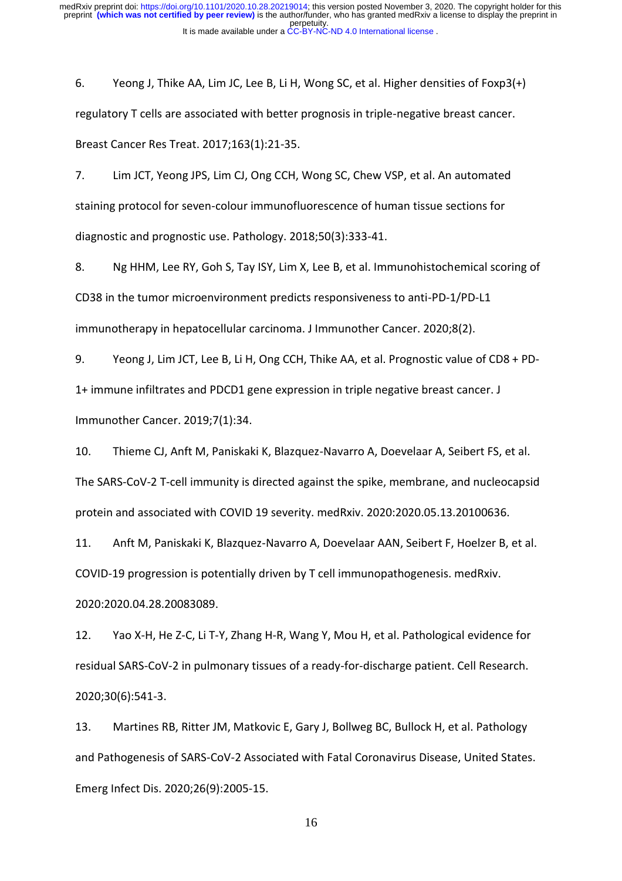6. Yeong J, Thike AA, Lim JC, Lee B, Li H, Wong SC, et al. Higher densities of Foxp3(+) regulatory T cells are associated with better prognosis in triple-negative breast cancer. Breast Cancer Res Treat. 2017;163(1):21-35.

7. Lim JCT, Yeong JPS, Lim CJ, Ong CCH, Wong SC, Chew VSP, et al. An automated staining protocol for seven-colour immunofluorescence of human tissue sections for diagnostic and prognostic use. Pathology. 2018;50(3):333-41.

8. Ng HHM, Lee RY, Goh S, Tay ISY, Lim X, Lee B, et al. Immunohistochemical scoring of CD38 in the tumor microenvironment predicts responsiveness to anti-PD-1/PD-L1 immunotherapy in hepatocellular carcinoma. J Immunother Cancer. 2020;8(2).

9. Yeong J, Lim JCT, Lee B, Li H, Ong CCH, Thike AA, et al. Prognostic value of CD8 + PD-1+ immune infiltrates and PDCD1 gene expression in triple negative breast cancer. J Immunother Cancer. 2019;7(1):34.

10. Thieme CJ, Anft M, Paniskaki K, Blazquez-Navarro A, Doevelaar A, Seibert FS, et al. The SARS-CoV-2 T-cell immunity is directed against the spike, membrane, and nucleocapsid protein and associated with COVID 19 severity. medRxiv. 2020:2020.05.13.20100636.

11. Anft M, Paniskaki K, Blazquez-Navarro A, Doevelaar AAN, Seibert F, Hoelzer B, et al. COVID-19 progression is potentially driven by T cell immunopathogenesis. medRxiv. 2020:2020.04.28.20083089.

12. Yao X-H, He Z-C, Li T-Y, Zhang H-R, Wang Y, Mou H, et al. Pathological evidence for residual SARS-CoV-2 in pulmonary tissues of a ready-for-discharge patient. Cell Research. 2020;30(6):541-3.

13. Martines RB, Ritter JM, Matkovic E, Gary J, Bollweg BC, Bullock H, et al. Pathology and Pathogenesis of SARS-CoV-2 Associated with Fatal Coronavirus Disease, United States. Emerg Infect Dis. 2020;26(9):2005-15.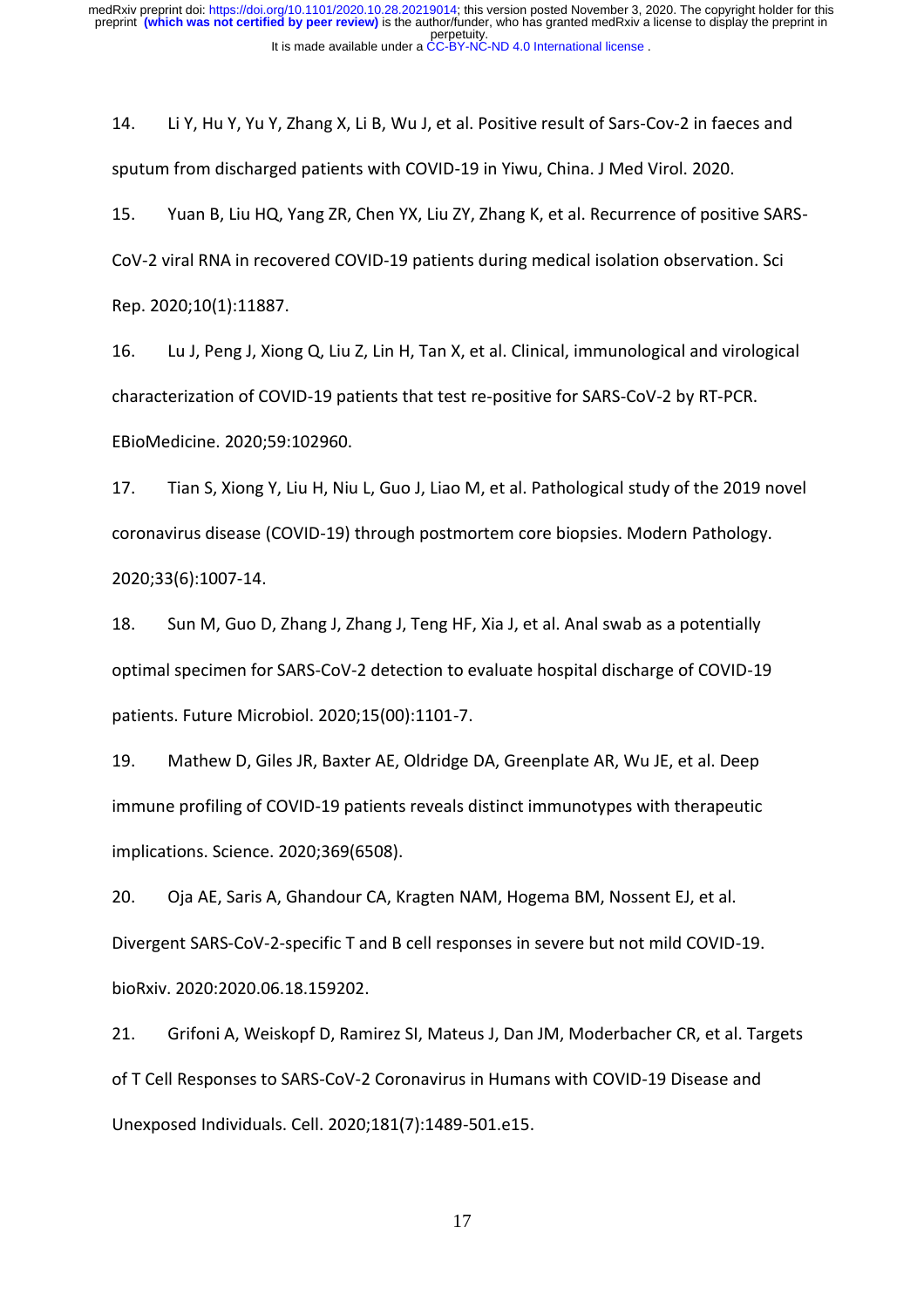14. Li Y, Hu Y, Yu Y, Zhang X, Li B, Wu J, et al. Positive result of Sars-Cov-2 in faeces and sputum from discharged patients with COVID-19 in Yiwu, China. J Med Virol. 2020.

15. Yuan B, Liu HQ, Yang ZR, Chen YX, Liu ZY, Zhang K, et al. Recurrence of positive SARS-CoV-2 viral RNA in recovered COVID-19 patients during medical isolation observation. Sci Rep. 2020;10(1):11887.

16. Lu J, Peng J, Xiong Q, Liu Z, Lin H, Tan X, et al. Clinical, immunological and virological characterization of COVID-19 patients that test re-positive for SARS-CoV-2 by RT-PCR. EBioMedicine. 2020;59:102960.

17. Tian S, Xiong Y, Liu H, Niu L, Guo J, Liao M, et al. Pathological study of the 2019 novel coronavirus disease (COVID-19) through postmortem core biopsies. Modern Pathology. 2020;33(6):1007-14.

18. Sun M, Guo D, Zhang J, Zhang J, Teng HF, Xia J, et al. Anal swab as a potentially optimal specimen for SARS-CoV-2 detection to evaluate hospital discharge of COVID-19 patients. Future Microbiol. 2020;15(00):1101-7.

19. Mathew D, Giles JR, Baxter AE, Oldridge DA, Greenplate AR, Wu JE, et al. Deep immune profiling of COVID-19 patients reveals distinct immunotypes with therapeutic implications. Science. 2020;369(6508).

20. Oja AE, Saris A, Ghandour CA, Kragten NAM, Hogema BM, Nossent EJ, et al. Divergent SARS-CoV-2-specific T and B cell responses in severe but not mild COVID-19. bioRxiv. 2020:2020.06.18.159202.

21. Grifoni A, Weiskopf D, Ramirez SI, Mateus J, Dan JM, Moderbacher CR, et al. Targets of T Cell Responses to SARS-CoV-2 Coronavirus in Humans with COVID-19 Disease and Unexposed Individuals. Cell. 2020;181(7):1489-501.e15.